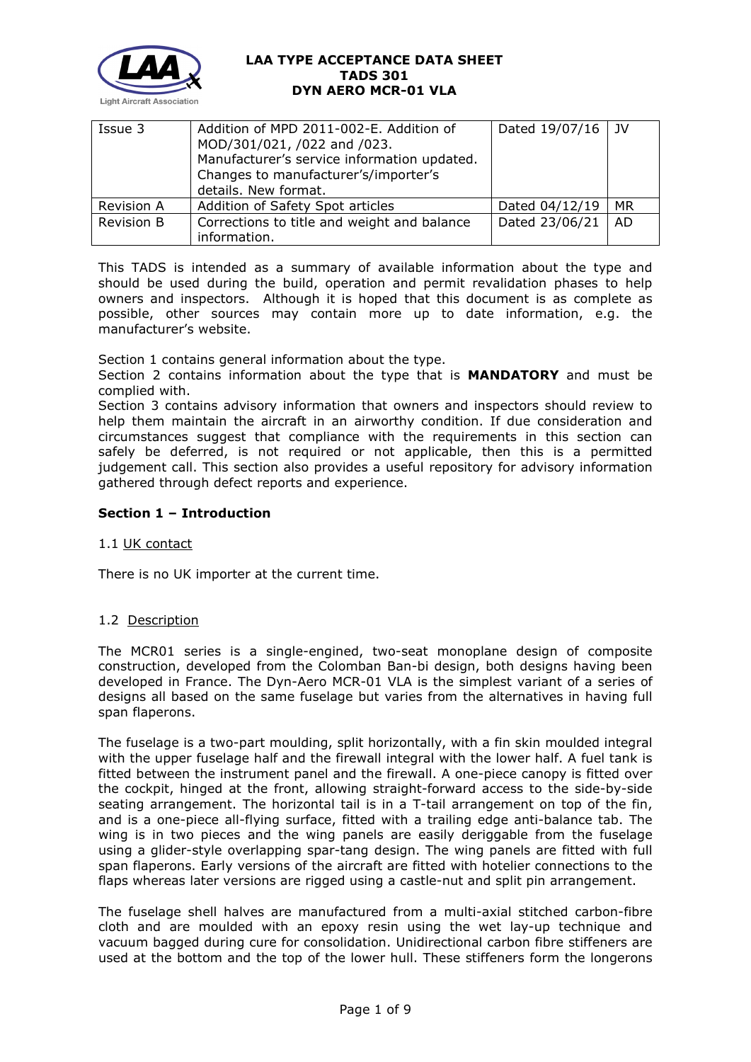| Issue 3 | Addition of MPD 2011-002-E. Addition of MOD/301/021, /022 and /023. Manufacturer's service information updated. Changes to manufacturer's/importer's details. New format. | Dated 19/07/16 | JV |
|---|---|---|---|
| Revision A | Addition of Safety Spot articles | Dated 04/12/19 | MR |
| Revision B | Corrections to title and weight and balance information. | Dated 23/06/21 | AD |

This TADS is intended as a summary of available information about the type and should be used during the build, operation and permit revalidation phases to help owners and inspectors. Although it is hoped that this document is as complete as possible, other sources may contain more up to date information, e.g. the manufacturer's website.

Section 1 contains general information about the type.

Section 2 contains information about the type that is **MANDATORY** and must be complied with.

Section 3 contains advisory information that owners and inspectors should review to help them maintain the aircraft in an airworthy condition. If due consideration and circumstances suggest that compliance with the requirements in this section can safely be deferred, is not required or not applicable, then this is a permitted judgement call. This section also provides a useful repository for advisory information gathered through defect reports and experience.

## Section 1 – Introduction

### 1.1 UK contact

There is no UK importer at the current time.

### 1.2 Description

The MCR01 series is a single-engined, two-seat monoplane design of composite construction, developed from the Colomban Ban-bi design, both designs having been developed in France. The Dyn-Aero MCR-01 VLA is the simplest variant of a series of designs all based on the same fuselage but varies from the alternatives in having full span flaperons.

The fuselage is a two-part moulding, split horizontally, with a fin skin moulded integral with the upper fuselage half and the firewall integral with the lower half. A fuel tank is fitted between the instrument panel and the firewall. A one-piece canopy is fitted over the cockpit, hinged at the front, allowing straight-forward access to the side-by-side seating arrangement. The horizontal tail is in a T-tail arrangement on top of the fin, and is a one-piece all-flying surface, fitted with a trailing edge anti-balance tab. The wing is in two pieces and the wing panels are easily deriggable from the fuselage using a glider-style overlapping spar-tang design. The wing panels are fitted with full span flaperons. Early versions of the aircraft are fitted with hotelier connections to the flaps whereas later versions are rigged using a castle-nut and split pin arrangement.

The fuselage shell halves are manufactured from a multi-axial stitched carbon-fibre cloth and are moulded with an epoxy resin using the wet lay-up technique and vacuum bagged during cure for consolidation. Unidirectional carbon fibre stiffeners are used at the bottom and the top of the lower hull. These stiffeners form the longerons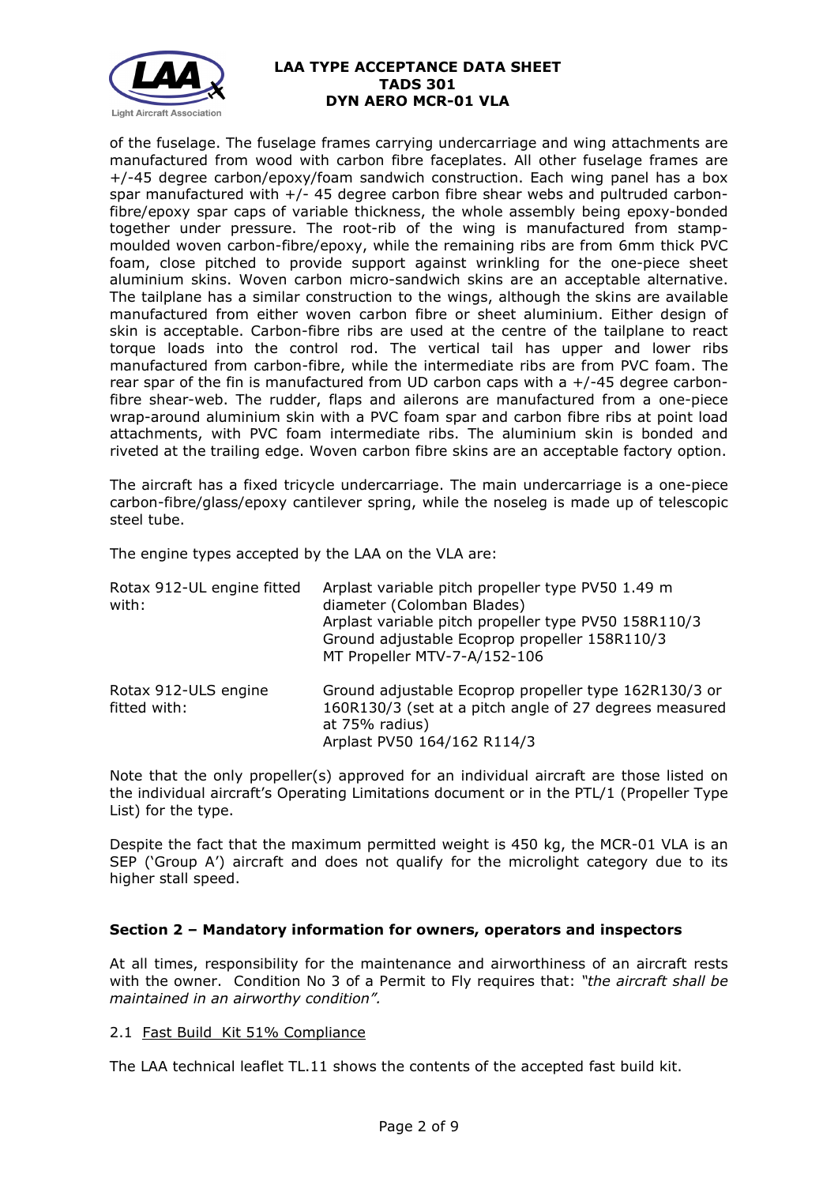of the fuselage. The fuselage frames carrying undercarriage and wing attachments are manufactured from wood with carbon fibre faceplates. All other fuselage frames are +/-45 degree carbon/epoxy/foam sandwich construction. Each wing panel has a box spar manufactured with +/- 45 degree carbon fibre shear webs and pultruded carbon-fibre/epoxy spar caps of variable thickness, the whole assembly being epoxy-bonded together under pressure. The root-rib of the wing is manufactured from stamp-moulded woven carbon-fibre/epoxy, while the remaining ribs are from 6mm thick PVC foam, close pitched to provide support against wrinkling for the one-piece sheet aluminium skins. Woven carbon micro-sandwich skins are an acceptable alternative. The tailplane has a similar construction to the wings, although the skins are available manufactured from either woven carbon fibre or sheet aluminium. Either design of skin is acceptable. Carbon-fibre ribs are used at the centre of the tailplane to react torque loads into the control rod. The vertical tail has upper and lower ribs manufactured from carbon-fibre, while the intermediate ribs are from PVC foam. The rear spar of the fin is manufactured from UD carbon caps with a +/-45 degree carbon-fibre shear-web. The rudder, flaps and ailerons are manufactured from a one-piece wrap-around aluminium skin with a PVC foam spar and carbon fibre ribs at point load attachments, with PVC foam intermediate ribs. The aluminium skin is bonded and riveted at the trailing edge. Woven carbon fibre skins are an acceptable factory option.

The aircraft has a fixed tricycle undercarriage. The main undercarriage is a one-piece carbon-fibre/glass/epoxy cantilever spring, while the noseleg is made up of telescopic steel tube.

The engine types accepted by the LAA on the VLA are:

| | |
|---|---|
| Rotax 912-UL engine fitted with: | Arplast variable pitch propeller type PV50 1.49 m diameter (Colomban Blades)<br>Arplast variable pitch propeller type PV50 158R110/3<br>Ground adjustable Ecoprop propeller 158R110/3<br>MT Propeller MTV-7-A/152-106 |
| Rotax 912-ULS engine fitted with: | Ground adjustable Ecoprop propeller type 162R130/3 or 160R130/3 (set at a pitch angle of 27 degrees measured at 75% radius)<br>Arplast PV50 164/162 R114/3 |

Note that the only propeller(s) approved for an individual aircraft are those listed on the individual aircraft's Operating Limitations document or in the PTL/1 (Propeller Type List) for the type.

Despite the fact that the maximum permitted weight is 450 kg, the MCR-01 VLA is an SEP ('Group A') aircraft and does not qualify for the microlight category due to its higher stall speed.

## Section 2 – Mandatory information for owners, operators and inspectors

At all times, responsibility for the maintenance and airworthiness of an aircraft rests with the owner. Condition No 3 of a Permit to Fly requires that: *"the aircraft shall be maintained in an airworthy condition".*

### 2.1 Fast Build Kit 51% Compliance

The LAA technical leaflet TL.11 shows the contents of the accepted fast build kit.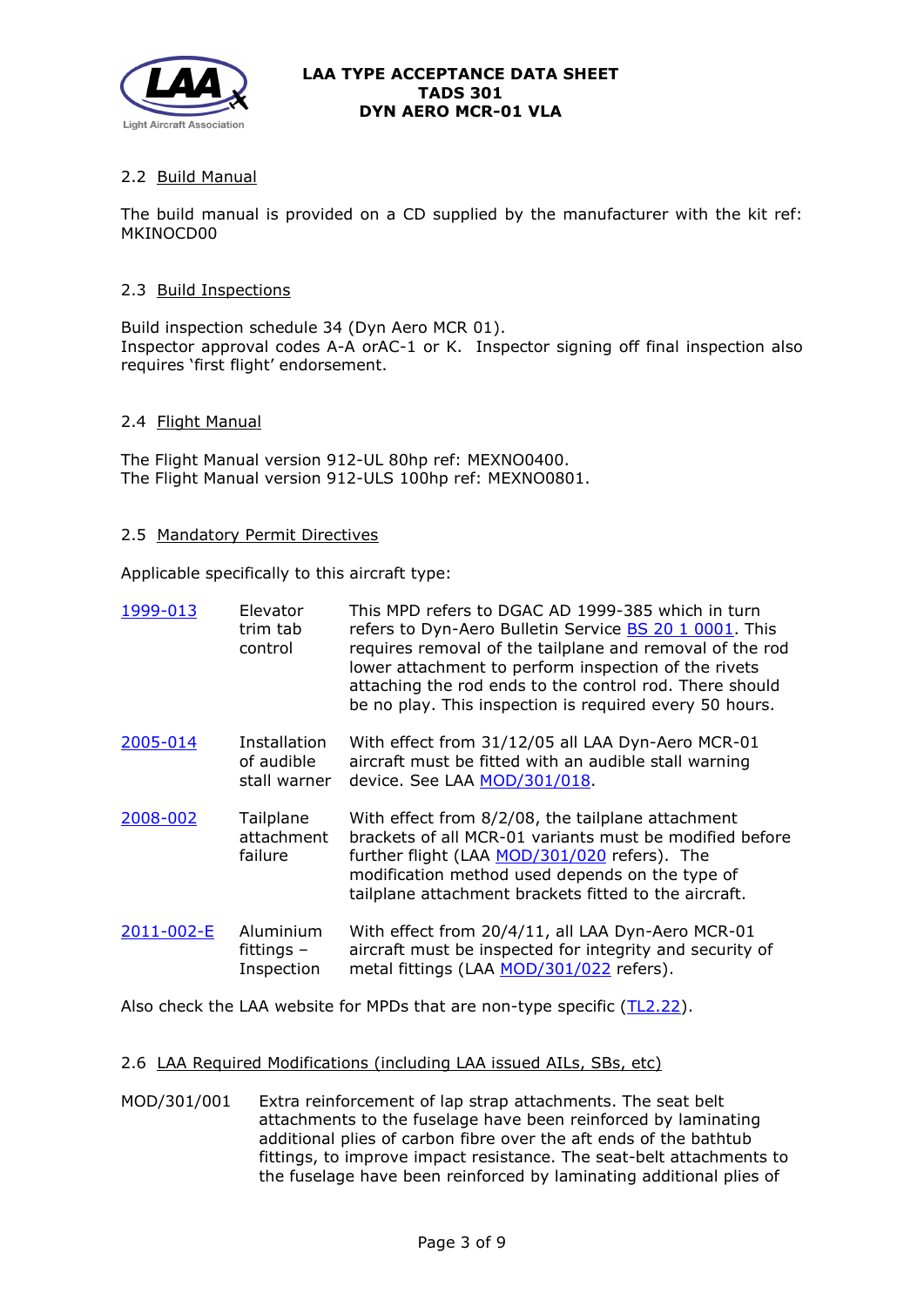### 2.2 Build Manual

The build manual is provided on a CD supplied by the manufacturer with the kit ref: MKINOCD00

### 2.3 Build Inspections

Build inspection schedule 34 (Dyn Aero MCR 01).
Inspector approval codes A-A orAC-1 or K. Inspector signing off final inspection also requires 'first flight' endorsement.

### 2.4 Flight Manual

The Flight Manual version 912-UL 80hp ref: MEXNO0400.
The Flight Manual version 912-ULS 100hp ref: MEXNO0801.

### 2.5 Mandatory Permit Directives

Applicable specifically to this aircraft type:

| | | |
|---|---|---|
| 1999-013 | Elevator trim tab control | This MPD refers to DGAC AD 1999-385 which in turn refers to Dyn-Aero Bulletin Service BS 20 1 0001. This requires removal of the tailplane and removal of the rod lower attachment to perform inspection of the rivets attaching the rod ends to the control rod. There should be no play. This inspection is required every 50 hours. |
| 2005-014 | Installation of audible stall warner | With effect from 31/12/05 all LAA Dyn-Aero MCR-01 aircraft must be fitted with an audible stall warning device. See LAA MOD/301/018. |
| 2008-002 | Tailplane attachment failure | With effect from 8/2/08, the tailplane attachment brackets of all MCR-01 variants must be modified before further flight (LAA MOD/301/020 refers). The modification method used depends on the type of tailplane attachment brackets fitted to the aircraft. |
| 2011-002-E | Aluminium fittings – Inspection | With effect from 20/4/11, all LAA Dyn-Aero MCR-01 aircraft must be inspected for integrity and security of metal fittings (LAA MOD/301/022 refers). |

Also check the LAA website for MPDs that are non-type specific (TL2.22).

### 2.6 LAA Required Modifications (including LAA issued AILs, SBs, etc)

MOD/301/001 Extra reinforcement of lap strap attachments. The seat belt attachments to the fuselage have been reinforced by laminating additional plies of carbon fibre over the aft ends of the bathtub fittings, to improve impact resistance. The seat-belt attachments to the fuselage have been reinforced by laminating additional plies of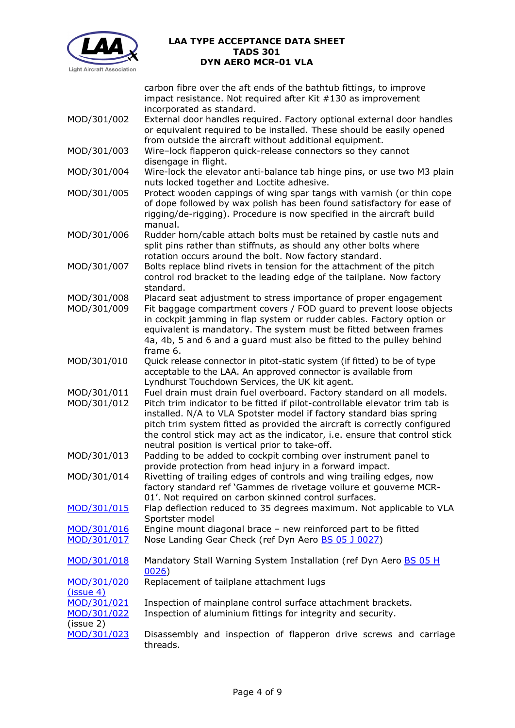| | |
|---|---|
| | carbon fibre over the aft ends of the bathtub fittings, to improve impact resistance. Not required after Kit #130 as improvement incorporated as standard. |
| MOD/301/002 | External door handles required. Factory optional external door handles or equivalent required to be installed. These should be easily opened from outside the aircraft without additional equipment. |
| MOD/301/003 | Wire–lock flapperon quick-release connectors so they cannot disengage in flight. |
| MOD/301/004 | Wire-lock the elevator anti-balance tab hinge pins, or use two M3 plain nuts locked together and Loctite adhesive. |
| MOD/301/005 | Protect wooden cappings of wing spar tangs with varnish (or thin cope of dope followed by wax polish has been found satisfactory for ease of rigging/de-rigging). Procedure is now specified in the aircraft build manual. |
| MOD/301/006 | Rudder horn/cable attach bolts must be retained by castle nuts and split pins rather than stiffnuts, as should any other bolts where rotation occurs around the bolt. Now factory standard. |
| MOD/301/007 | Bolts replace blind rivets in tension for the attachment of the pitch control rod bracket to the leading edge of the tailplane. Now factory standard. |
| MOD/301/008 | Placard seat adjustment to stress importance of proper engagement |
| MOD/301/009 | Fit baggage compartment covers / FOD guard to prevent loose objects in cockpit jamming in flap system or rudder cables. Factory option or equivalent is mandatory. The system must be fitted between frames 4a, 4b, 5 and 6 and a guard must also be fitted to the pulley behind frame 6. |
| MOD/301/010 | Quick release connector in pitot-static system (if fitted) to be of type acceptable to the LAA. An approved connector is available from Lyndhurst Touchdown Services, the UK kit agent. |
| MOD/301/011 | Fuel drain must drain fuel overboard. Factory standard on all models. |
| MOD/301/012 | Pitch trim indicator to be fitted if pilot-controllable elevator trim tab is installed. N/A to VLA Spotster model if factory standard bias spring pitch trim system fitted as provided the aircraft is correctly configured the control stick may act as the indicator, i.e. ensure that control stick neutral position is vertical prior to take-off. |
| MOD/301/013 | Padding to be added to cockpit combing over instrument panel to provide protection from head injury in a forward impact. |
| MOD/301/014 | Rivetting of trailing edges of controls and wing trailing edges, now factory standard ref 'Gammes de rivetage voilure et gouverne MCR-01'. Not required on carbon skinned control surfaces. |
| MOD/301/015 | Flap deflection reduced to 35 degrees maximum. Not applicable to VLA Sportster model |
| MOD/301/016 | Engine mount diagonal brace – new reinforced part to be fitted |
| MOD/301/017 | Nose Landing Gear Check (ref Dyn Aero BS 05 J 0027) |
| MOD/301/018 | Mandatory Stall Warning System Installation (ref Dyn Aero BS 05 H 0026) |
| MOD/301/020 (issue 4) | Replacement of tailplane attachment lugs |
| MOD/301/021 | Inspection of mainplane control surface attachment brackets. |
| MOD/301/022 (issue 2) | Inspection of aluminium fittings for integrity and security. |
| MOD/301/023 | Disassembly and inspection of flapperon drive screws and carriage threads. |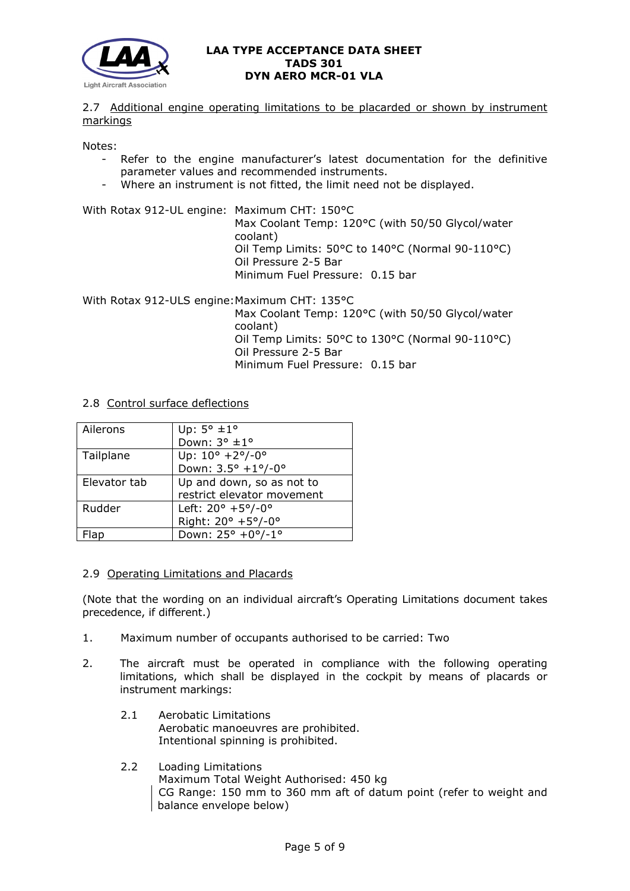### 2.7 Additional engine operating limitations to be placarded or shown by instrument markings

Notes:

- Refer to the engine manufacturer's latest documentation for the definitive parameter values and recommended instruments.
- Where an instrument is not fitted, the limit need not be displayed.

With Rotax 912-UL engine:
Maximum CHT: 150°C
Max Coolant Temp: 120°C (with 50/50 Glycol/water coolant)
Oil Temp Limits: 50°C to 140°C (Normal 90-110°C)
Oil Pressure 2-5 Bar
Minimum Fuel Pressure: 0.15 bar

With Rotax 912-ULS engine:
Maximum CHT: 135°C
Max Coolant Temp: 120°C (with 50/50 Glycol/water coolant)
Oil Temp Limits: 50°C to 130°C (Normal 90-110°C)
Oil Pressure 2-5 Bar
Minimum Fuel Pressure: 0.15 bar

### 2.8 Control surface deflections

| Control | Deflection |
|---|---|
| Ailerons | Up: 5° ±1°<br>Down: 3° ±1° |
| Tailplane | Up: 10° +2°/-0°<br>Down: 3.5° +1°/-0° |
| Elevator tab | Up and down, so as not to restrict elevator movement |
| Rudder | Left: 20° +5°/-0°<br>Right: 20° +5°/-0° |
| Flap | Down: 25° +0°/-1° |

### 2.9 Operating Limitations and Placards

(Note that the wording on an individual aircraft's Operating Limitations document takes precedence, if different.)

1. Maximum number of occupants authorised to be carried: Two

2. The aircraft must be operated in compliance with the following operating limitations, which shall be displayed in the cockpit by means of placards or instrument markings:

   2.1 Aerobatic Limitations
   Aerobatic manoeuvres are prohibited.
   Intentional spinning is prohibited.

   2.2 Loading Limitations
   Maximum Total Weight Authorised: 450 kg
   CG Range: 150 mm to 360 mm aft of datum point (refer to weight and balance envelope below)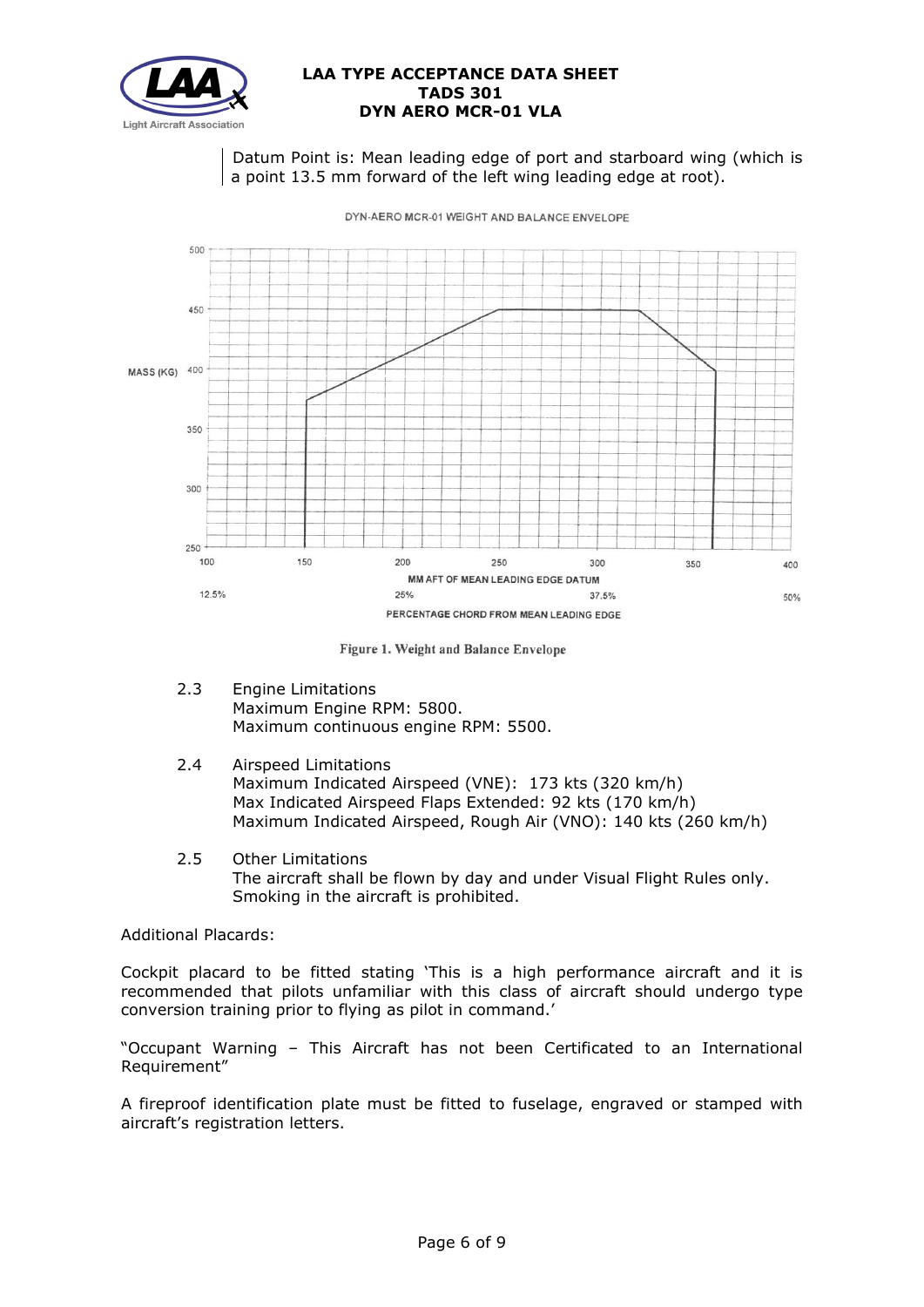Datum Point is: Mean leading edge of port and starboard wing (which is a point 13.5 mm forward of the left wing leading edge at root).

Figure 1. Weight and Balance Envelope

2.3 Engine Limitations
Maximum Engine RPM: 5800.
Maximum continuous engine RPM: 5500.

2.4 Airspeed Limitations
Maximum Indicated Airspeed (VNE): 173 kts (320 km/h)
Max Indicated Airspeed Flaps Extended: 92 kts (170 km/h)
Maximum Indicated Airspeed, Rough Air (VNO): 140 kts (260 km/h)

2.5 Other Limitations
The aircraft shall be flown by day and under Visual Flight Rules only.
Smoking in the aircraft is prohibited.

Additional Placards:

Cockpit placard to be fitted stating 'This is a high performance aircraft and it is recommended that pilots unfamiliar with this class of aircraft should undergo type conversion training prior to flying as pilot in command.'

"Occupant Warning – This Aircraft has not been Certificated to an International Requirement"

A fireproof identification plate must be fitted to fuselage, engraved or stamped with aircraft's registration letters.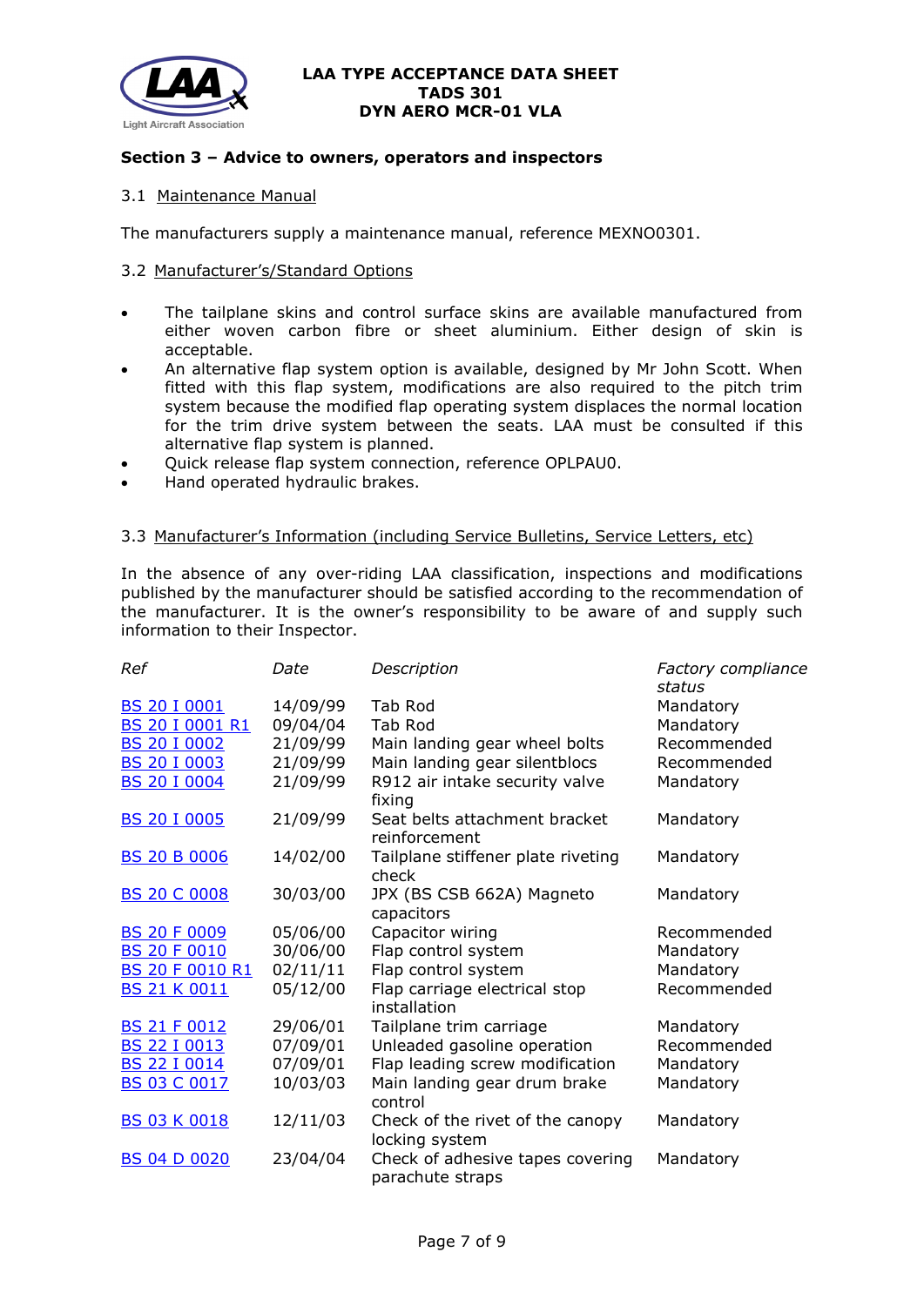## Section 3 – Advice to owners, operators and inspectors

### 3.1 Maintenance Manual

The manufacturers supply a maintenance manual, reference MEXNO0301.

### 3.2 Manufacturer's/Standard Options

- The tailplane skins and control surface skins are available manufactured from either woven carbon fibre or sheet aluminium. Either design of skin is acceptable.
- An alternative flap system option is available, designed by Mr John Scott. When fitted with this flap system, modifications are also required to the pitch trim system because the modified flap operating system displaces the normal location for the trim drive system between the seats. LAA must be consulted if this alternative flap system is planned.
- Quick release flap system connection, reference OPLPAU0.
- Hand operated hydraulic brakes.

### 3.3 Manufacturer's Information (including Service Bulletins, Service Letters, etc)

In the absence of any over-riding LAA classification, inspections and modifications published by the manufacturer should be satisfied according to the recommendation of the manufacturer. It is the owner's responsibility to be aware of and supply such information to their Inspector.

| *Ref* | *Date* | *Description* | *Factory compliance status* |
|---|---|---|---|
| BS 20 I 0001 | 14/09/99 | Tab Rod | Mandatory |
| BS 20 I 0001 R1 | 09/04/04 | Tab Rod | Mandatory |
| BS 20 I 0002 | 21/09/99 | Main landing gear wheel bolts | Recommended |
| BS 20 I 0003 | 21/09/99 | Main landing gear silentblocs | Recommended |
| BS 20 I 0004 | 21/09/99 | R912 air intake security valve fixing | Mandatory |
| BS 20 I 0005 | 21/09/99 | Seat belts attachment bracket reinforcement | Mandatory |
| BS 20 B 0006 | 14/02/00 | Tailplane stiffener plate riveting check | Mandatory |
| BS 20 C 0008 | 30/03/00 | JPX (BS CSB 662A) Magneto capacitors | Mandatory |
| BS 20 F 0009 | 05/06/00 | Capacitor wiring | Recommended |
| BS 20 F 0010 | 30/06/00 | Flap control system | Mandatory |
| BS 20 F 0010 R1 | 02/11/11 | Flap control system | Mandatory |
| BS 21 K 0011 | 05/12/00 | Flap carriage electrical stop installation | Recommended |
| BS 21 F 0012 | 29/06/01 | Tailplane trim carriage | Mandatory |
| BS 22 I 0013 | 07/09/01 | Unleaded gasoline operation | Recommended |
| BS 22 I 0014 | 07/09/01 | Flap leading screw modification | Mandatory |
| BS 03 C 0017 | 10/03/03 | Main landing gear drum brake control | Mandatory |
| BS 03 K 0018 | 12/11/03 | Check of the rivet of the canopy locking system | Mandatory |
| BS 04 D 0020 | 23/04/04 | Check of adhesive tapes covering parachute straps | Mandatory |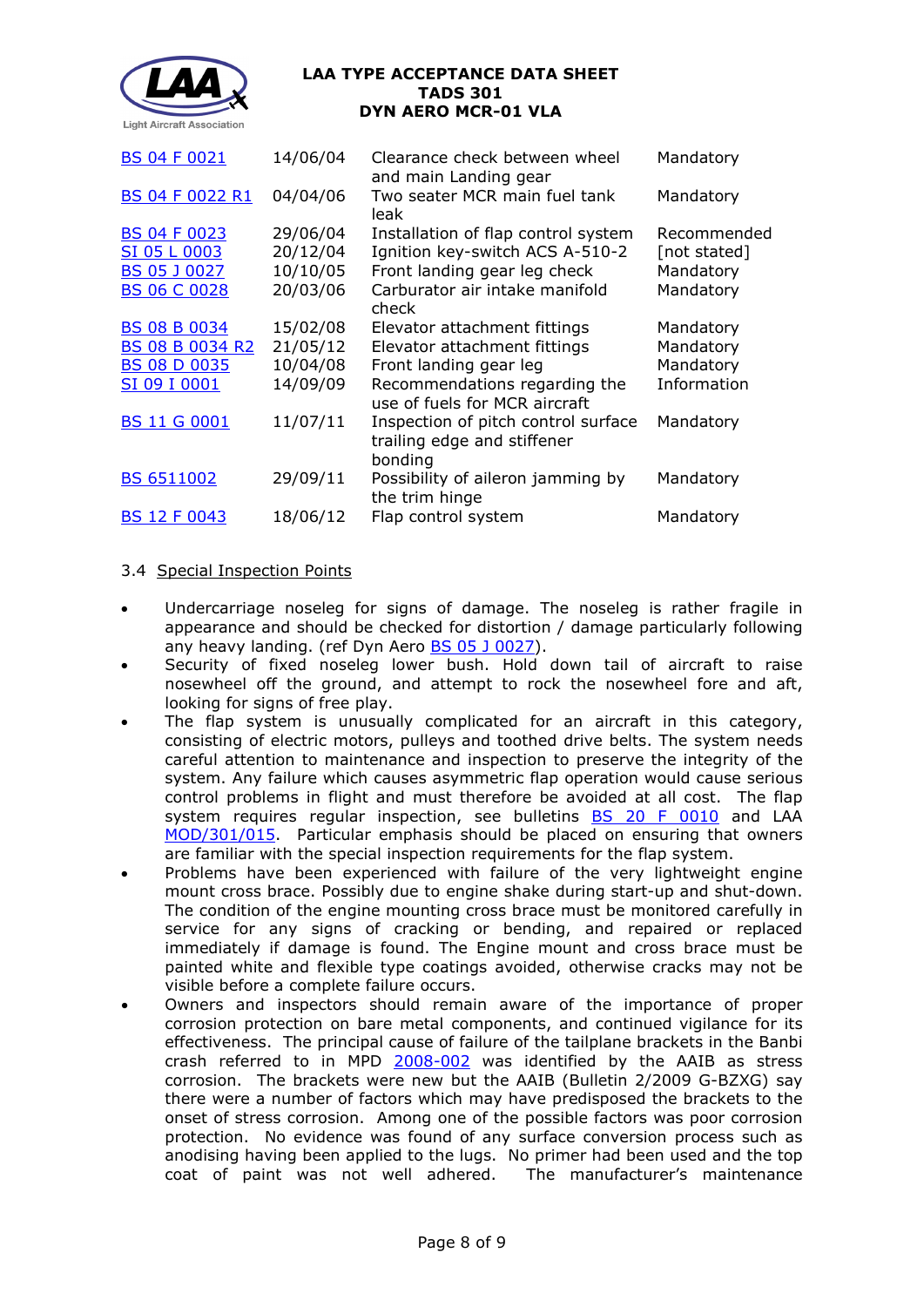| | | | |
|---|---|---|---|
| BS 04 F 0021 | 14/06/04 | Clearance check between wheel and main Landing gear | Mandatory |
| BS 04 F 0022 R1 | 04/04/06 | Two seater MCR main fuel tank leak | Mandatory |
| BS 04 F 0023 | 29/06/04 | Installation of flap control system | Recommended |
| SI 05 L 0003 | 20/12/04 | Ignition key-switch ACS A-510-2 | [not stated] |
| BS 05 J 0027 | 10/10/05 | Front landing gear leg check | Mandatory |
| BS 06 C 0028 | 20/03/06 | Carburator air intake manifold check | Mandatory |
| BS 08 B 0034 | 15/02/08 | Elevator attachment fittings | Mandatory |
| BS 08 B 0034 R2 | 21/05/12 | Elevator attachment fittings | Mandatory |
| BS 08 D 0035 | 10/04/08 | Front landing gear leg | Mandatory |
| SI 09 I 0001 | 14/09/09 | Recommendations regarding the use of fuels for MCR aircraft | Information |
| BS 11 G 0001 | 11/07/11 | Inspection of pitch control surface trailing edge and stiffener bonding | Mandatory |
| BS 6511002 | 29/09/11 | Possibility of aileron jamming by the trim hinge | Mandatory |
| BS 12 F 0043 | 18/06/12 | Flap control system | Mandatory |

3.4 Special Inspection Points

- Undercarriage noseleg for signs of damage. The noseleg is rather fragile in appearance and should be checked for distortion / damage particularly following any heavy landing. (ref Dyn Aero BS 05 J 0027).
- Security of fixed noseleg lower bush. Hold down tail of aircraft to raise nosewheel off the ground, and attempt to rock the nosewheel fore and aft, looking for signs of free play.
- The flap system is unusually complicated for an aircraft in this category, consisting of electric motors, pulleys and toothed drive belts. The system needs careful attention to maintenance and inspection to preserve the integrity of the system. Any failure which causes asymmetric flap operation would cause serious control problems in flight and must therefore be avoided at all cost. The flap system requires regular inspection, see bulletins BS 20 F 0010 and LAA MOD/301/015. Particular emphasis should be placed on ensuring that owners are familiar with the special inspection requirements for the flap system.
- Problems have been experienced with failure of the very lightweight engine mount cross brace. Possibly due to engine shake during start-up and shut-down. The condition of the engine mounting cross brace must be monitored carefully in service for any signs of cracking or bending, and repaired or replaced immediately if damage is found. The Engine mount and cross brace must be painted white and flexible type coatings avoided, otherwise cracks may not be visible before a complete failure occurs.
- Owners and inspectors should remain aware of the importance of proper corrosion protection on bare metal components, and continued vigilance for its effectiveness. The principal cause of failure of the tailplane brackets in the Banbi crash referred to in MPD 2008-002 was identified by the AAIB as stress corrosion. The brackets were new but the AAIB (Bulletin 2/2009 G-BZXG) say there were a number of factors which may have predisposed the brackets to the onset of stress corrosion. Among one of the possible factors was poor corrosion protection. No evidence was found of any surface conversion process such as anodising having been applied to the lugs. No primer had been used and the top coat of paint was not well adhered. The manufacturer's maintenance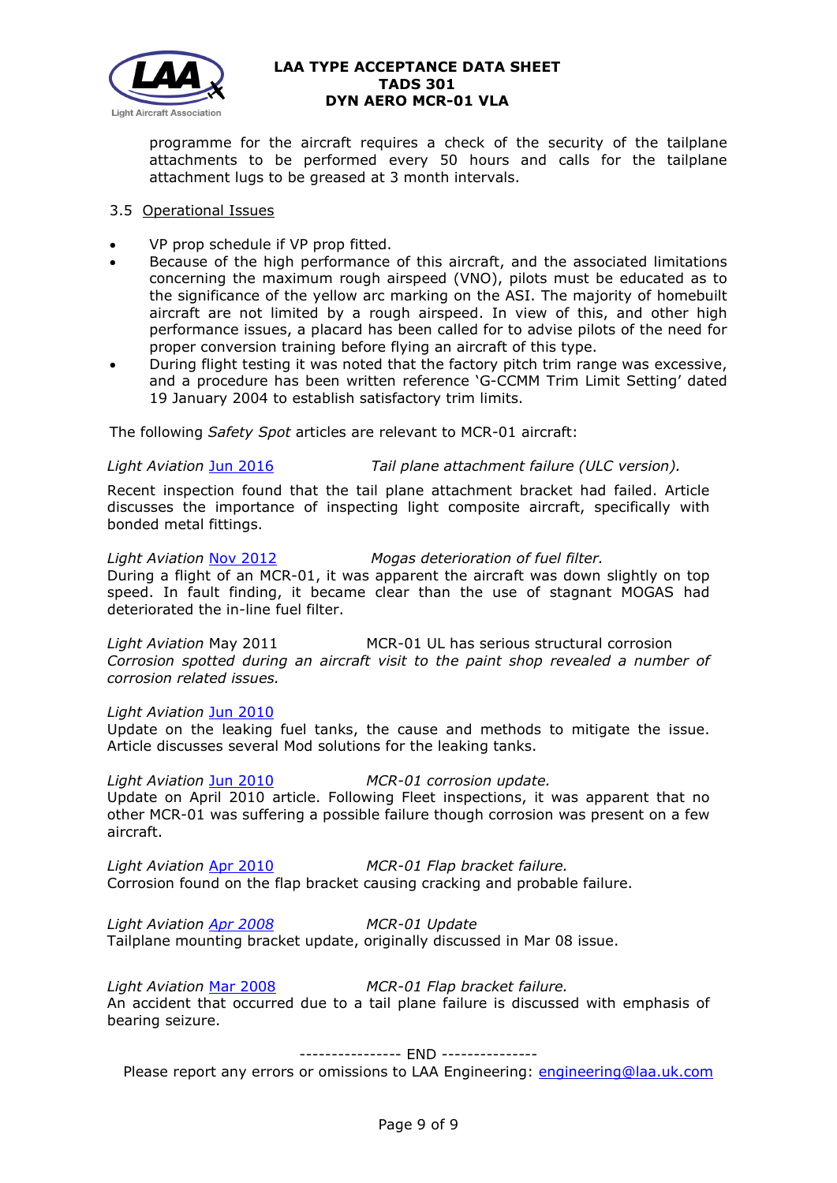programme for the aircraft requires a check of the security of the tailplane attachments to be performed every 50 hours and calls for the tailplane attachment lugs to be greased at 3 month intervals.

3.5 Operational Issues

- VP prop schedule if VP prop fitted.
- Because of the high performance of this aircraft, and the associated limitations concerning the maximum rough airspeed (VNO), pilots must be educated as to the significance of the yellow arc marking on the ASI. The majority of homebuilt aircraft are not limited by a rough airspeed. In view of this, and other high performance issues, a placard has been called for to advise pilots of the need for proper conversion training before flying an aircraft of this type.
- During flight testing it was noted that the factory pitch trim range was excessive, and a procedure has been written reference 'G-CCMM Trim Limit Setting' dated 19 January 2004 to establish satisfactory trim limits.

The following *Safety Spot* articles are relevant to MCR-01 aircraft:

*Light Aviation* Jun 2016 *Tail plane attachment failure (ULC version).*

Recent inspection found that the tail plane attachment bracket had failed. Article discusses the importance of inspecting light composite aircraft, specifically with bonded metal fittings.

*Light Aviation* Nov 2012 *Mogas deterioration of fuel filter.*
During a flight of an MCR-01, it was apparent the aircraft was down slightly on top speed. In fault finding, it became clear than the use of stagnant MOGAS had deteriorated the in-line fuel filter.

*Light Aviation* May 2011 MCR-01 UL has serious structural corrosion
*Corrosion spotted during an aircraft visit to the paint shop revealed a number of corrosion related issues.*

*Light Aviation* Jun 2010
Update on the leaking fuel tanks, the cause and methods to mitigate the issue. Article discusses several Mod solutions for the leaking tanks.

*Light Aviation* Jun 2010 *MCR-01 corrosion update.*
Update on April 2010 article. Following Fleet inspections, it was apparent that no other MCR-01 was suffering a possible failure though corrosion was present on a few aircraft.

*Light Aviation* Apr 2010 *MCR-01 Flap bracket failure.*
Corrosion found on the flap bracket causing cracking and probable failure.

*Light Aviation* *Apr 2008* *MCR-01 Update*
Tailplane mounting bracket update, originally discussed in Mar 08 issue.

*Light Aviation* Mar 2008 *MCR-01 Flap bracket failure.*
An accident that occurred due to a tail plane failure is discussed with emphasis of bearing seizure.

---------------- END ---------------
Please report any errors or omissions to LAA Engineering: engineering@laa.uk.com